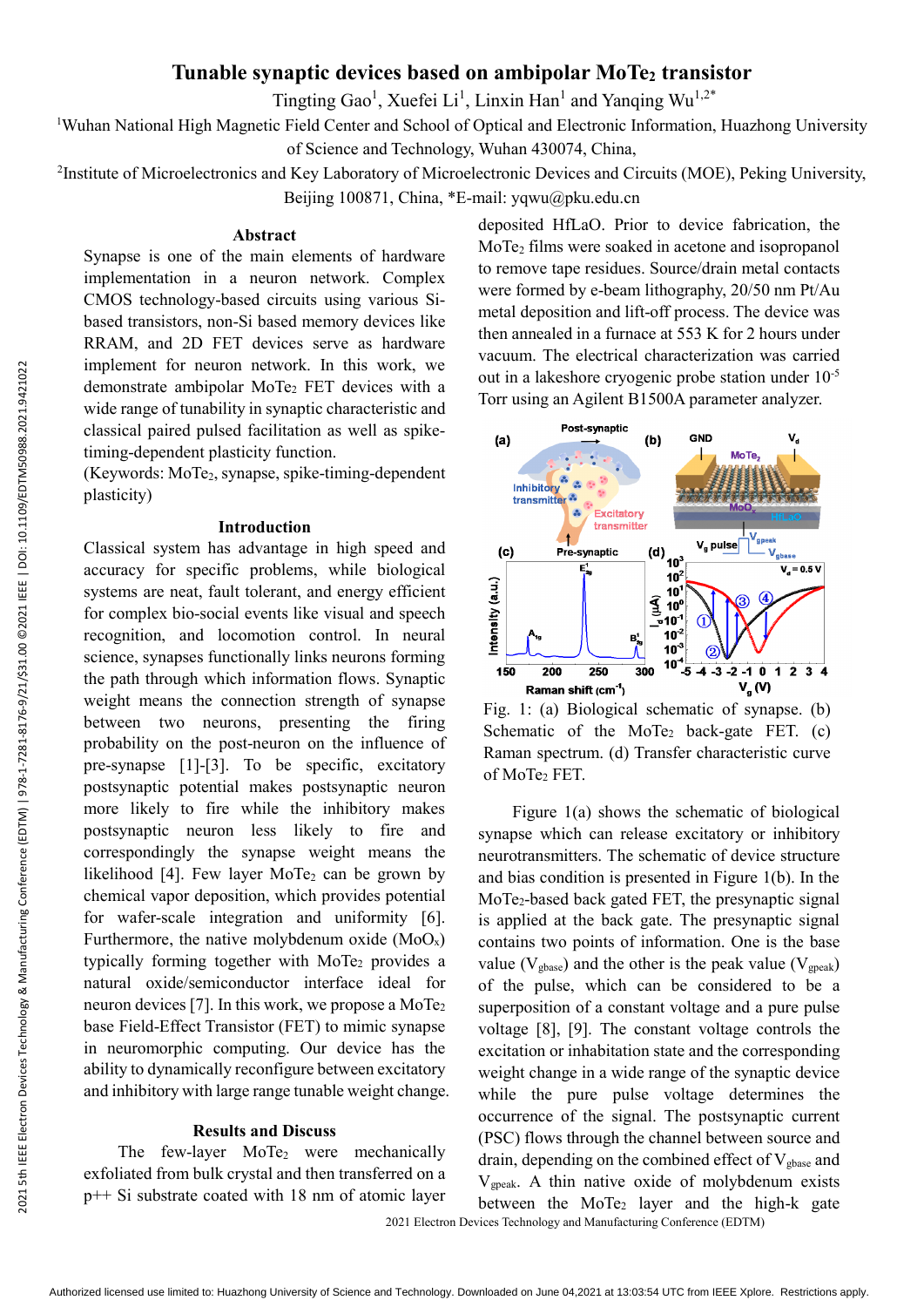# Tunable synaptic devices based on ambipolar $MoTe_2$ transistor

Tingting Gao[1], Xuefei Li[1], Linxin Han[1] and Yanqing Wu[1,2*]

[1]Wuhan National High Magnetic Field Center and School of Optical and Electronic Information, Huazhong University of Science and Technology, Wuhan 430074, China,

[2]Institute of Microelectronics and Key Laboratory of Microelectronic Devices and Circuits (MOE), Peking University, Beijing 100871, China, *E-mail: yqwu@pku.edu.cn

## Abstract

Synapse is one of the main elements of hardware implementation in a neuron network. Complex CMOS technology-based circuits using various Si-based transistors, non-Si based memory devices like RRAM, and 2D FET devices serve as hardware implement for neuron network. In this work, we demonstrate ambipolar $MoTe_2$ FET devices with a wide range of tunability in synaptic characteristic and classical paired pulsed facilitation as well as spike-timing-dependent plasticity function.

(Keywords: $MoTe_2$, synapse, spike-timing-dependent plasticity)

## Introduction

Classical system has advantage in high speed and accuracy for specific problems, while biological systems are neat, fault tolerant, and energy efficient for complex bio-social events like visual and speech recognition, and locomotion control. In neural science, synapses functionally links neurons forming the path through which information flows. Synaptic weight means the connection strength of synapse between two neurons, presenting the firing probability on the post-neuron on the influence of pre-synapse [1]-[3]. To be specific, excitatory postsynaptic potential makes postsynaptic neuron more likely to fire while the inhibitory makes postsynaptic neuron less likely to fire and correspondingly the synapse weight means the likelihood [4]. Few layer $MoTe_2$ can be grown by chemical vapor deposition, which provides potential for wafer-scale integration and uniformity [6]. Furthermore, the native molybdenum oxide ($MoO_x$) typically forming together with $MoTe_2$ provides a natural oxide/semiconductor interface ideal for neuron devices [7]. In this work, we propose a $MoTe_2$ base Field-Effect Transistor (FET) to mimic synapse in neuromorphic computing. Our device has the ability to dynamically reconfigure between excitatory and inhibitory with large range tunable weight change.

## Results and Discuss

The few-layer $MoTe_2$ were mechanically exfoliated from bulk crystal and then transferred on a p++ Si substrate coated with 18 nm of atomic layer deposited HfLaO. Prior to device fabrication, the $MoTe_2$ films were soaked in acetone and isopropanol to remove tape residues. Source/drain metal contacts were formed by e-beam lithography, 20/50 nm Pt/Au metal deposition and lift-off process. The device was then annealed in a furnace at 553 K for 2 hours under vacuum. The electrical characterization was carried out in a lakeshore cryogenic probe station under $10^{-5}$ Torr using an Agilent B1500A parameter analyzer.

Fig. 1: (a) Biological schematic of synapse. (b) Schematic of the $MoTe_2$ back-gate FET. (c) Raman spectrum. (d) Transfer characteristic curve of $MoTe_2$ FET.

Figure 1(a) shows the schematic of biological synapse which can release excitatory or inhibitory neurotransmitters. The schematic of device structure and bias condition is presented in Figure 1(b). In the $MoTe_2$-based back gated FET, the presynaptic signal is applied at the back gate. The presynaptic signal contains two points of information. One is the base value ($V_{gbase}$) and the other is the peak value ($V_{gpeak}$) of the pulse, which can be considered to be a superposition of a constant voltage and a pure pulse voltage [8], [9]. The constant voltage controls the excitation or inhabitation state and the corresponding weight change in a wide range of the synaptic device while the pure pulse voltage determines the occurrence of the signal. The postsynaptic current (PSC) flows through the channel between source and drain, depending on the combined effect of $V_{gbase}$ and $V_{gpeak}$. A thin native oxide of molybdenum exists between the $MoTe_2$ layer and the high-k gate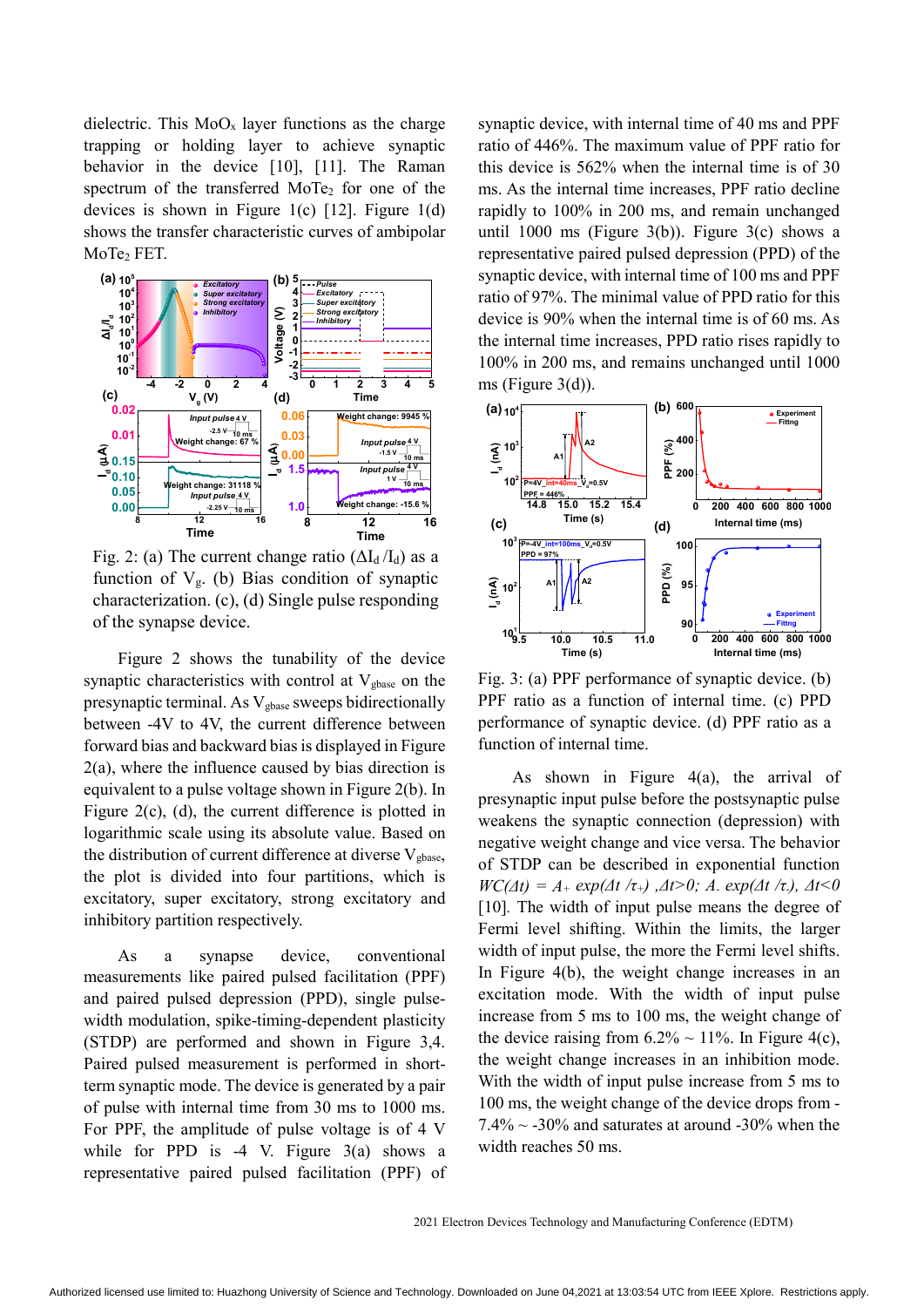dielectric. This $MoO_x$ layer functions as the charge trapping or holding layer to achieve synaptic behavior in the device [10], [11]. The Raman spectrum of the transferred $MoTe_2$ for one of the devices is shown in Figure 1(c) [12]. Figure 1(d) shows the transfer characteristic curves of ambipolar $MoTe_2$ FET.

Fig. 2: (a) The current change ratio ($\Delta I_d/I_d$) as a function of $V_g$. (b) Bias condition of synaptic characterization. (c), (d) Single pulse responding of the synapse device.

Figure 2 shows the tunability of the device synaptic characteristics with control at $V_{gbase}$ on the presynaptic terminal. As $V_{gbase}$ sweeps bidirectionally between -4V to 4V, the current difference between forward bias and backward bias is displayed in Figure 2(a), where the influence caused by bias direction is equivalent to a pulse voltage shown in Figure 2(b). In Figure 2(c), (d), the current difference is plotted in logarithmic scale using its absolute value. Based on the distribution of current difference at diverse $V_{gbase}$, the plot is divided into four partitions, which is excitatory, super excitatory, strong excitatory and inhibitory partition respectively.

As a synapse device, conventional measurements like paired pulsed facilitation (PPF) and paired pulsed depression (PPD), single pulse-width modulation, spike-timing-dependent plasticity (STDP) are performed and shown in Figure 3,4. Paired pulsed measurement is performed in short-term synaptic mode. The device is generated by a pair of pulse with internal time from 30 ms to 1000 ms. For PPF, the amplitude of pulse voltage is of 4 V while for PPD is -4 V. Figure 3(a) shows a representative paired pulsed facilitation (PPF) of synaptic device, with internal time of 40 ms and PPF ratio of 446%. The maximum value of PPF ratio for this device is 562% when the internal time is of 30 ms. As the internal time increases, PPF ratio decline rapidly to 100% in 200 ms, and remain unchanged until 1000 ms (Figure 3(b)). Figure 3(c) shows a representative paired pulsed depression (PPD) of the synaptic device, with internal time of 100 ms and PPF ratio of 97%. The minimal value of PPD ratio for this device is 90% when the internal time is of 60 ms. As the internal time increases, PPD ratio rises rapidly to 100% in 200 ms, and remains unchanged until 1000 ms (Figure 3(d)).

Fig. 3: (a) PPF performance of synaptic device. (b) PPF ratio as a function of internal time. (c) PPD performance of synaptic device. (d) PPF ratio as a function of internal time.

As shown in Figure 4(a), the arrival of presynaptic input pulse before the postsynaptic pulse weakens the synaptic connection (depression) with negative weight change and vice versa. The behavior of STDP can be described in exponential function $WC(\Delta t) = A_+ \exp(\Delta t/\tau_+), \Delta t>0; A_- \exp(\Delta t/\tau_-), \Delta t<0$ [10]. The width of input pulse means the degree of Fermi level shifting. Within the limits, the larger width of input pulse, the more the Fermi level shifts. In Figure 4(b), the weight change increases in an excitation mode. With the width of input pulse increase from 5 ms to 100 ms, the weight change of the device raising from 6.2% ~ 11%. In Figure 4(c), the weight change increases in an inhibition mode. With the width of input pulse increase from 5 ms to 100 ms, the weight change of the device drops from -7.4% ~ -30% and saturates at around -30% when the width reaches 50 ms.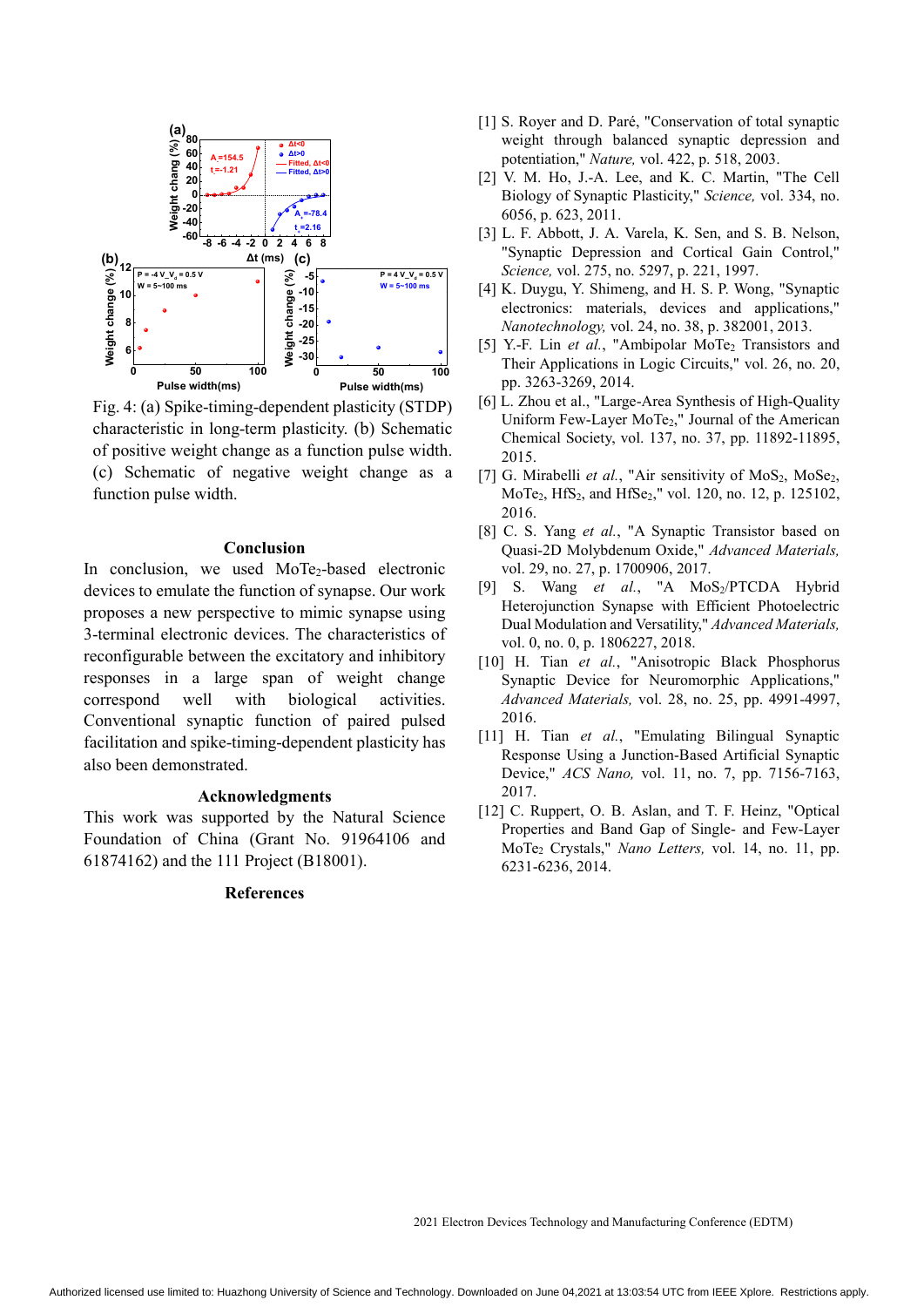(a)
80
60
40
20
0
-20
-40
-60
Weight chang (%)
A =154.5
t =-1.21
Δt<0
Δt>0
Fitted, Δt<0
Fitted, Δt>0
A =-78.4
t =2.16
-8 -6 -4 -2 0 2 4 6 8
Δt (ms)

(b)
12
10
8
6
Weight change (%)
P = -4 V V = 0.5 V
W = 5~100 ms
0 50 100
Pulse width(ms)

(c)
-5
-10
-15
-20
-25
-30
Weight change (%)
P = 4 V V = 0.5 V
W = 5~100 ms
0 50 100
Pulse width(ms)

Fig. 4: (a) Spike-timing-dependent plasticity (STDP) characteristic in long-term plasticity. (b) Schematic of positive weight change as a function pulse width. (c) Schematic of negative weight change as a function pulse width.

## Conclusion

In conclusion, we used $MoTe_2$-based electronic devices to emulate the function of synapse. Our work proposes a new perspective to mimic synapse using 3-terminal electronic devices. The characteristics of reconfigurable between the excitatory and inhibitory responses in a large span of weight change correspond well with biological activities. Conventional synaptic function of paired pulsed facilitation and spike-timing-dependent plasticity has also been demonstrated.

## Acknowledgments

This work was supported by the Natural Science Foundation of China (Grant No. 91964106 and 61874162) and the 111 Project (B18001).

## References

[1] S. Royer and D. Paré, "Conservation of total synaptic weight through balanced synaptic depression and potentiation," *Nature,* vol. 422, p. 518, 2003.

[2] V. M. Ho, J.-A. Lee, and K. C. Martin, "The Cell Biology of Synaptic Plasticity," *Science,* vol. 334, no. 6056, p. 623, 2011.

[3] L. F. Abbott, J. A. Varela, K. Sen, and S. B. Nelson, "Synaptic Depression and Cortical Gain Control," *Science,* vol. 275, no. 5297, p. 221, 1997.

[4] K. Duygu, Y. Shimeng, and H. S. P. Wong, "Synaptic electronics: materials, devices and applications," *Nanotechnology,* vol. 24, no. 38, p. 382001, 2013.

[5] Y.-F. Lin *et al.*, "Ambipolar $MoTe_2$ Transistors and Their Applications in Logic Circuits," vol. 26, no. 20, pp. 3263-3269, 2014.

[6] L. Zhou et al., "Large-Area Synthesis of High-Quality Uniform Few-Layer $MoTe_2$," Journal of the American Chemical Society, vol. 137, no. 37, pp. 11892-11895, 2015.

[7] G. Mirabelli *et al.*, "Air sensitivity of $MoS_2$, $MoSe_2$, $MoTe_2$, $HfS_2$, and $HfSe_2$," vol. 120, no. 12, p. 125102, 2016.

[8] C. S. Yang *et al.*, "A Synaptic Transistor based on Quasi-2D Molybdenum Oxide," *Advanced Materials,* vol. 29, no. 27, p. 1700906, 2017.

[9] S. Wang *et al.*, "A $MoS_2$/PTCDA Hybrid Heterojunction Synapse with Efficient Photoelectric Dual Modulation and Versatility," *Advanced Materials,* vol. 0, no. 0, p. 1806227, 2018.

[10] H. Tian *et al.*, "Anisotropic Black Phosphorus Synaptic Device for Neuromorphic Applications," *Advanced Materials,* vol. 28, no. 25, pp. 4991-4997, 2016.

[11] H. Tian *et al.*, "Emulating Bilingual Synaptic Response Using a Junction-Based Artificial Synaptic Device," *ACS Nano,* vol. 11, no. 7, pp. 7156-7163, 2017.

[12] C. Ruppert, O. B. Aslan, and T. F. Heinz, "Optical Properties and Band Gap of Single- and Few-Layer $MoTe_2$ Crystals," *Nano Letters,* vol. 14, no. 11, pp. 6231-6236, 2014.